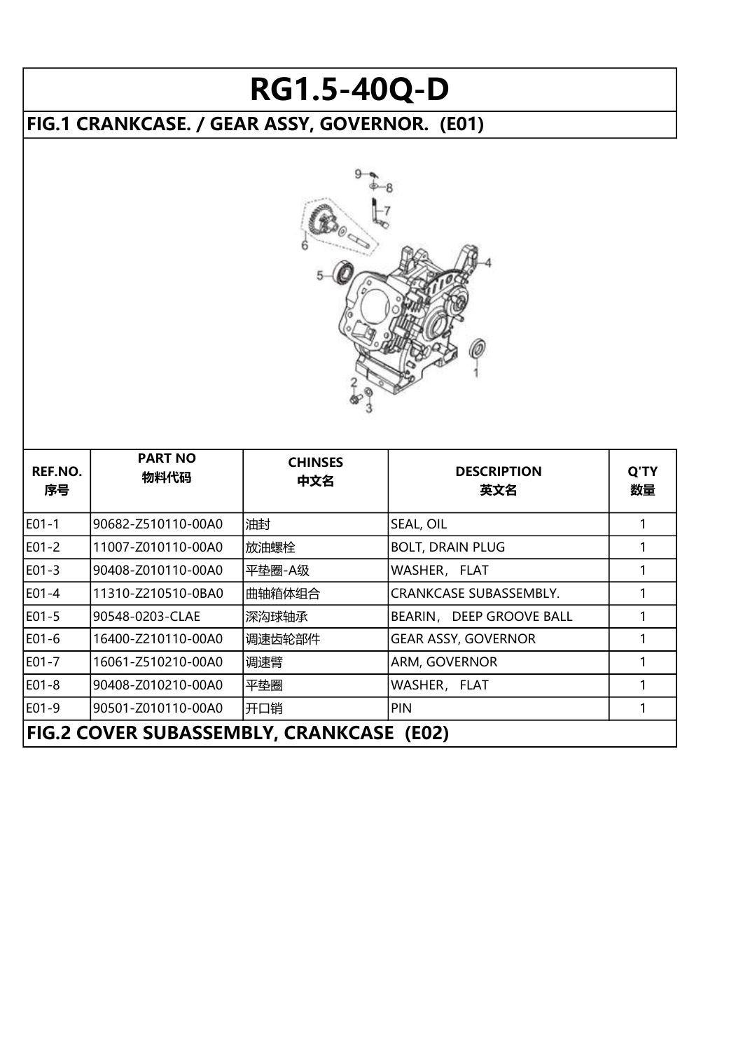# RG1.5-40Q-D

## FIG.1 CRANKCASE. / GEAR ASSY, GOVERNOR. (E01)

| REF.NO. 序号 | PART NO 物料代码 | CHINSES 中文名 | DESCRIPTION 英文名 | Q'TY 数量 |
|---|---|---|---|---|
| E01-1 | 90682-Z510110-00A0 | 油封 | SEAL, OIL | 1 |
| E01-2 | 11007-Z010110-00A0 | 放油螺栓 | BOLT, DRAIN PLUG | 1 |
| E01-3 | 90408-Z010110-00A0 | 平垫圈-A级 | WASHER, FLAT | 1 |
| E01-4 | 11310-Z210510-0BA0 | 曲轴箱体组合 | CRANKCASE SUBASSEMBLY. | 1 |
| E01-5 | 90548-0203-CLAE | 深沟球轴承 | BEARIN, DEEP GROOVE BALL | 1 |
| E01-6 | 16400-Z210110-00A0 | 调速齿轮部件 | GEAR ASSY, GOVERNOR | 1 |
| E01-7 | 16061-Z510210-00A0 | 调速臂 | ARM, GOVERNOR | 1 |
| E01-8 | 90408-Z010210-00A0 | 平垫圈 | WASHER, FLAT | 1 |
| E01-9 | 90501-Z010110-00A0 | 开口销 | PIN | 1 |

## FIG.2 COVER SUBASSEMBLY, CRANKCASE (E02)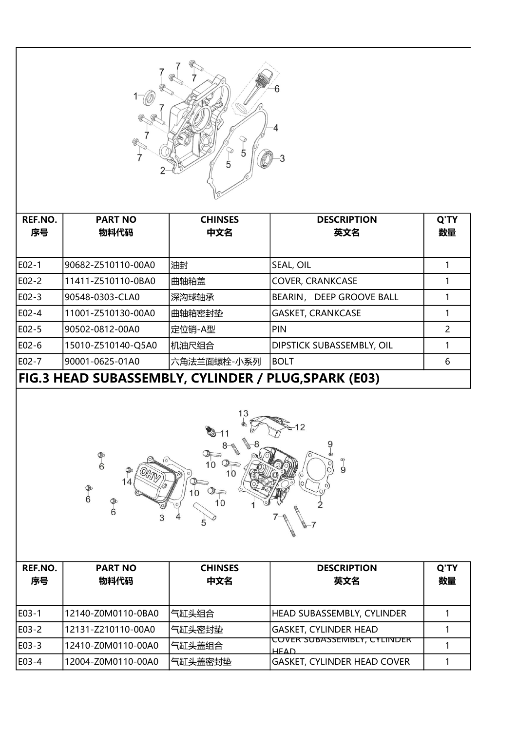| REF.NO. 序号 | PART NO 物料代码 | CHINSES 中文名 | DESCRIPTION 英文名 | Q'TY 数量 |
|---|---|---|---|---|
| E02-1 | 90682-Z510110-00A0 | 油封 | SEAL, OIL | 1 |
| E02-2 | 11411-Z510110-0BA0 | 曲轴箱盖 | COVER, CRANKCASE | 1 |
| E02-3 | 90548-0303-CLA0 | 深沟球轴承 | BEARIN， DEEP GROOVE BALL | 1 |
| E02-4 | 11001-Z510130-00A0 | 曲轴箱密封垫 | GASKET, CRANKCASE | 1 |
| E02-5 | 90502-0812-00A0 | 定位销-A型 | PIN | 2 |
| E02-6 | 15010-Z510140-Q5A0 | 机油尺组合 | DIPSTICK SUBASSEMBLY, OIL | 1 |
| E02-7 | 90001-0625-01A0 | 六角法兰面螺栓-小系列 | BOLT | 6 |

## FIG.3 HEAD SUBASSEMBLY, CYLINDER / PLUG,SPARK (E03)

| REF.NO. 序号 | PART NO 物料代码 | CHINSES 中文名 | DESCRIPTION 英文名 | Q'TY 数量 |
|---|---|---|---|---|
| E03-1 | 12140-Z0M0110-0BA0 | 气缸头组合 | HEAD SUBASSEMBLY, CYLINDER | 1 |
| E03-2 | 12131-Z210110-00A0 | 气缸头密封垫 | GASKET, CYLINDER HEAD | 1 |
| E03-3 | 12410-Z0M0110-00A0 | 气缸头盖组合 | COVER SUBASSEMBLY, CYLINDER HEAD | 1 |
| E03-4 | 12004-Z0M0110-00A0 | 气缸头盖密封垫 | GASKET, CYLINDER HEAD COVER | 1 |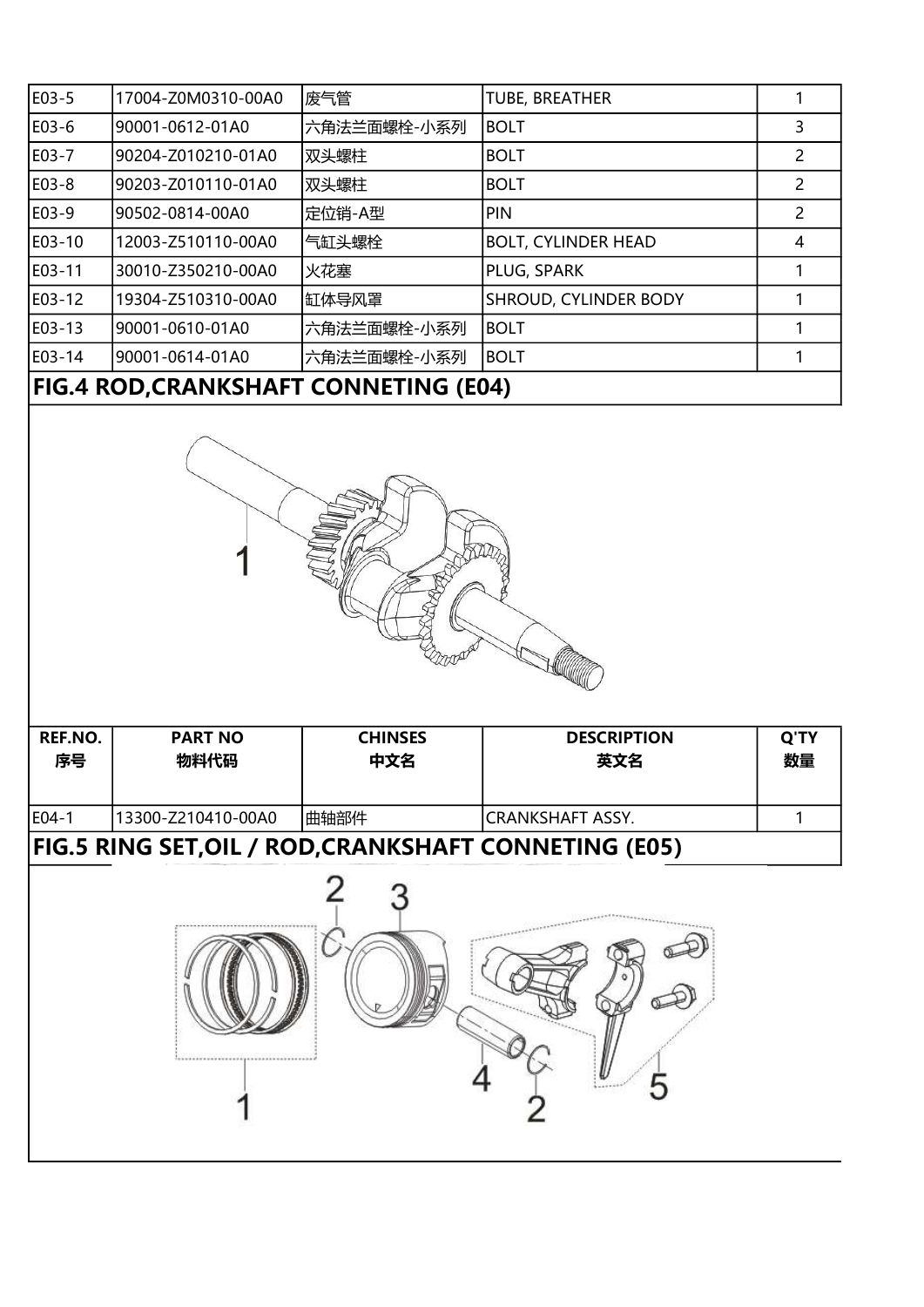| E03-5 | 17004-Z0M0310-00A0 | 废气管 | TUBE, BREATHER | 1 |
|---|---|---|---|---|
| E03-6 | 90001-0612-01A0 | 六角法兰面螺栓-小系列 | BOLT | 3 |
| E03-7 | 90204-Z010210-01A0 | 双头螺柱 | BOLT | 2 |
| E03-8 | 90203-Z010110-01A0 | 双头螺柱 | BOLT | 2 |
| E03-9 | 90502-0814-00A0 | 定位销-A型 | PIN | 2 |
| E03-10 | 12003-Z510110-00A0 | 气缸头螺栓 | BOLT, CYLINDER HEAD | 4 |
| E03-11 | 30010-Z350210-00A0 | 火花塞 | PLUG, SPARK | 1 |
| E03-12 | 19304-Z510310-00A0 | 缸体导风罩 | SHROUD, CYLINDER BODY | 1 |
| E03-13 | 90001-0610-01A0 | 六角法兰面螺栓-小系列 | BOLT | 1 |
| E03-14 | 90001-0614-01A0 | 六角法兰面螺栓-小系列 | BOLT | 1 |

## FIG.4 ROD,CRANKSHAFT CONNETING (E04)

| REF.NO. 序号 | PART NO 物料代码 | CHINSES 中文名 | DESCRIPTION 英文名 | Q'TY 数量 |
|---|---|---|---|---|
| E04-1 | 13300-Z210410-00A0 | 曲轴部件 | CRANKSHAFT ASSY. | 1 |

## FIG.5 RING SET,OIL / ROD,CRANKSHAFT CONNETING (E05)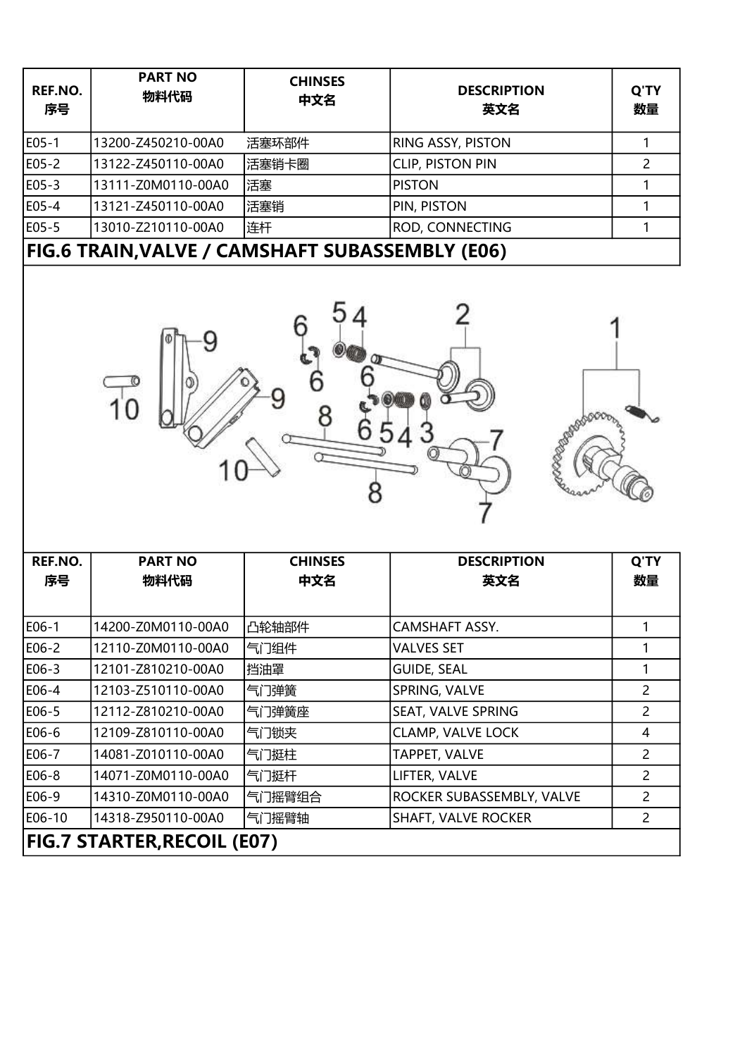| REF.NO. 序号 | PART NO 物料代码 | CHINSES 中文名 | DESCRIPTION 英文名 | Q'TY 数量 |
|---|---|---|---|---|
| E05-1 | 13200-Z450210-00A0 | 活塞环部件 | RING ASSY, PISTON | 1 |
| E05-2 | 13122-Z450110-00A0 | 活塞销卡圈 | CLIP, PISTON PIN | 2 |
| E05-3 | 13111-Z0M0110-00A0 | 活塞 | PISTON | 1 |
| E05-4 | 13121-Z450110-00A0 | 活塞销 | PIN, PISTON | 1 |
| E05-5 | 13010-Z210110-00A0 | 连杆 | ROD, CONNECTING | 1 |

## FIG.6 TRAIN,VALVE / CAMSHAFT SUBASSEMBLY (E06)

| REF.NO. 序号 | PART NO 物料代码 | CHINSES 中文名 | DESCRIPTION 英文名 | Q'TY 数量 |
|---|---|---|---|---|
| E06-1 | 14200-Z0M0110-00A0 | 凸轮轴部件 | CAMSHAFT ASSY. | 1 |
| E06-2 | 12110-Z0M0110-00A0 | 气门组件 | VALVES SET | 1 |
| E06-3 | 12101-Z810210-00A0 | 挡油罩 | GUIDE, SEAL | 1 |
| E06-4 | 12103-Z510110-00A0 | 气门弹簧 | SPRING, VALVE | 2 |
| E06-5 | 12112-Z810210-00A0 | 气门弹簧座 | SEAT, VALVE SPRING | 2 |
| E06-6 | 12109-Z810110-00A0 | 气门锁夹 | CLAMP, VALVE LOCK | 4 |
| E06-7 | 14081-Z010110-00A0 | 气门挺柱 | TAPPET, VALVE | 2 |
| E06-8 | 14071-Z0M0110-00A0 | 气门挺杆 | LIFTER, VALVE | 2 |
| E06-9 | 14310-Z0M0110-00A0 | 气门摇臂组合 | ROCKER SUBASSEMBLY, VALVE | 2 |
| E06-10 | 14318-Z950110-00A0 | 气门摇臂轴 | SHAFT, VALVE ROCKER | 2 |

## FIG.7 STARTER,RECOIL (E07)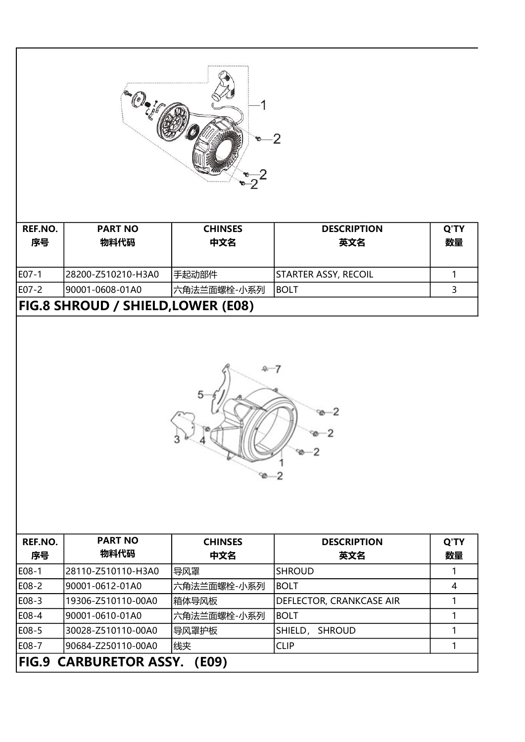| REF.NO. 序号 | PART NO 物料代码 | CHINSES 中文名 | DESCRIPTION 英文名 | Q'TY 数量 |
| --- | --- | --- | --- | --- |
| E07-1 | 28200-Z510210-H3A0 | 手起动部件 | STARTER ASSY, RECOIL | 1 |
| E07-2 | 90001-0608-01A0 | 六角法兰面螺栓-小系列 | BOLT | 3 |

## FIG.8 SHROUD / SHIELD,LOWER (E08)

| REF.NO. 序号 | PART NO 物料代码 | CHINSES 中文名 | DESCRIPTION 英文名 | Q'TY 数量 |
| --- | --- | --- | --- | --- |
| E08-1 | 28110-Z510110-H3A0 | 导风罩 | SHROUD | 1 |
| E08-2 | 90001-0612-01A0 | 六角法兰面螺栓-小系列 | BOLT | 4 |
| E08-3 | 19306-Z510110-00A0 | 箱体导风板 | DEFLECTOR, CRANKCASE AIR | 1 |
| E08-4 | 90001-0610-01A0 | 六角法兰面螺栓-小系列 | BOLT | 1 |
| E08-5 | 30028-Z510110-00A0 | 导风罩护板 | SHIELD, SHROUD | 1 |
| E08-7 | 90684-Z250110-00A0 | 线夹 | CLIP | 1 |

## FIG.9 CARBURETOR ASSY. (E09)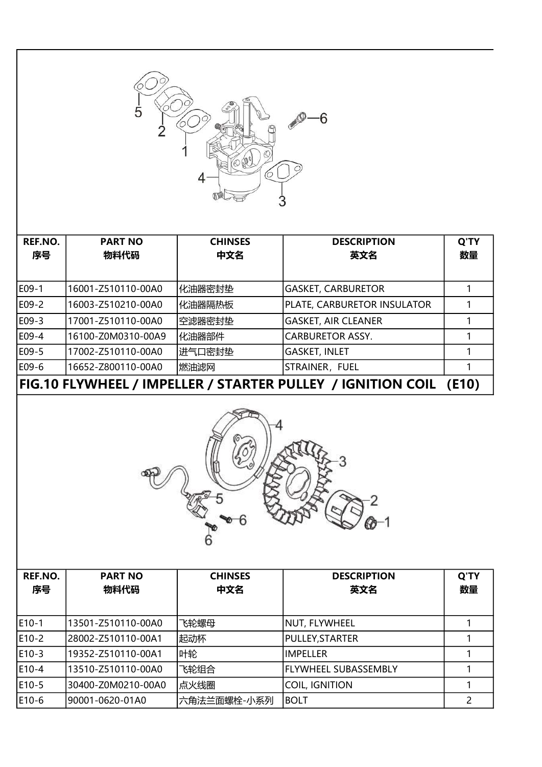| REF.NO. 序号 | PART NO 物料代码 | CHINSES 中文名 | DESCRIPTION 英文名 | Q'TY 数量 |
|---|---|---|---|---|
| E09-1 | 16001-Z510110-00A0 | 化油器密封垫 | GASKET, CARBURETOR | 1 |
| E09-2 | 16003-Z510210-00A0 | 化油器隔热板 | PLATE, CARBURETOR INSULATOR | 1 |
| E09-3 | 17001-Z510110-00A0 | 空滤器密封垫 | GASKET, AIR CLEANER | 1 |
| E09-4 | 16100-Z0M0310-00A9 | 化油器部件 | CARBURETOR ASSY. | 1 |
| E09-5 | 17002-Z510110-00A0 | 进气口密封垫 | GASKET, INLET | 1 |
| E09-6 | 16652-Z800110-00A0 | 燃油滤网 | STRAINER，FUEL | 1 |

## FIG.10 FLYWHEEL / IMPELLER / STARTER PULLEY / IGNITION COIL (E10)

| REF.NO. 序号 | PART NO 物料代码 | CHINSES 中文名 | DESCRIPTION 英文名 | Q'TY 数量 |
|---|---|---|---|---|
| E10-1 | 13501-Z510110-00A0 | 飞轮螺母 | NUT, FLYWHEEL | 1 |
| E10-2 | 28002-Z510110-00A1 | 起动杯 | PULLEY,STARTER | 1 |
| E10-3 | 19352-Z510110-00A1 | 叶轮 | IMPELLER | 1 |
| E10-4 | 13510-Z510110-00A0 | 飞轮组合 | FLYWHEEL SUBASSEMBLY | 1 |
| E10-5 | 30400-Z0M0210-00A0 | 点火线圈 | COIL, IGNITION | 1 |
| E10-6 | 90001-0620-01A0 | 六角法兰面螺栓-小系列 | BOLT | 2 |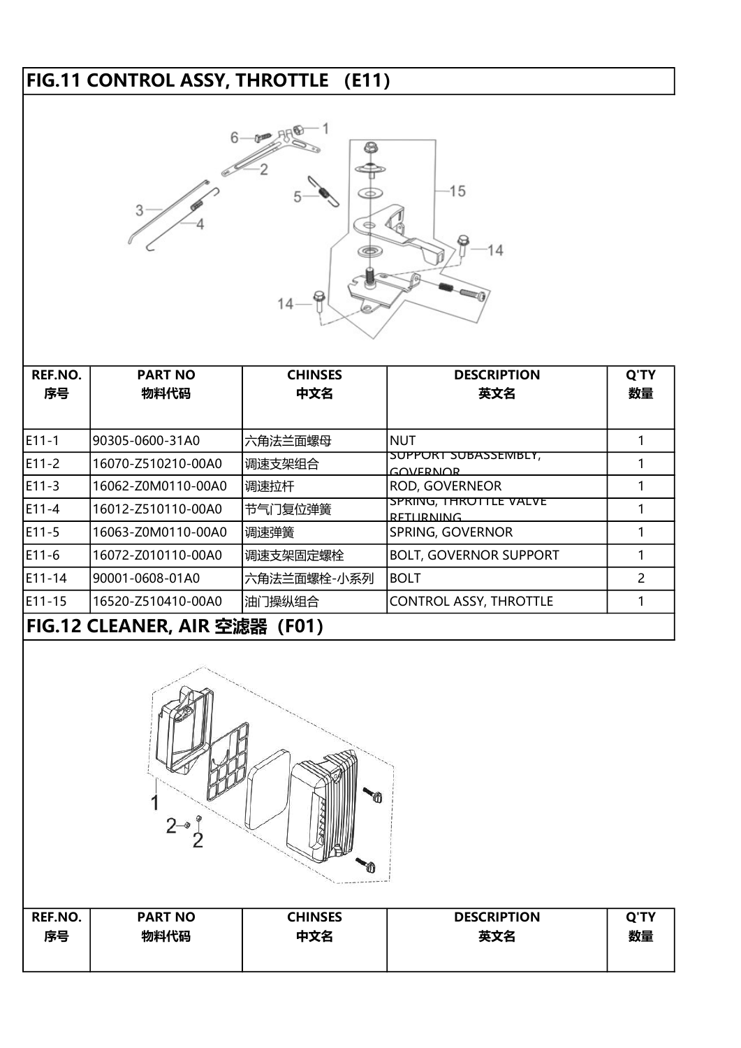## FIG.11 CONTROL ASSY, THROTTLE （E11）

| REF.NO. 序号 | PART NO 物料代码 | CHINSES 中文名 | DESCRIPTION 英文名 | Q'TY 数量 |
|---|---|---|---|---|
| E11-1 | 90305-0600-31A0 | 六角法兰面螺母 | NUT | 1 |
| E11-2 | 16070-Z510210-00A0 | 调速支架组合 | SUPPORT SUBASSEMBLY, GOVERNOR | 1 |
| E11-3 | 16062-Z0M0110-00A0 | 调速拉杆 | ROD, GOVERNEOR | 1 |
| E11-4 | 16012-Z510110-00A0 | 节气门复位弹簧 | SPRING, THROTTLE VALVE RETURNING | 1 |
| E11-5 | 16063-Z0M0110-00A0 | 调速弹簧 | SPRING, GOVERNOR | 1 |
| E11-6 | 16072-Z010110-00A0 | 调速支架固定螺栓 | BOLT, GOVERNOR SUPPORT | 1 |
| E11-14 | 90001-0608-01A0 | 六角法兰面螺栓-小系列 | BOLT | 2 |
| E11-15 | 16520-Z510410-00A0 | 油门操纵组合 | CONTROL ASSY, THROTTLE | 1 |

## FIG.12 CLEANER, AIR 空滤器（F01）

| REF.NO. 序号 | PART NO 物料代码 | CHINSES 中文名 | DESCRIPTION 英文名 | Q'TY 数量 |
|---|---|---|---|---|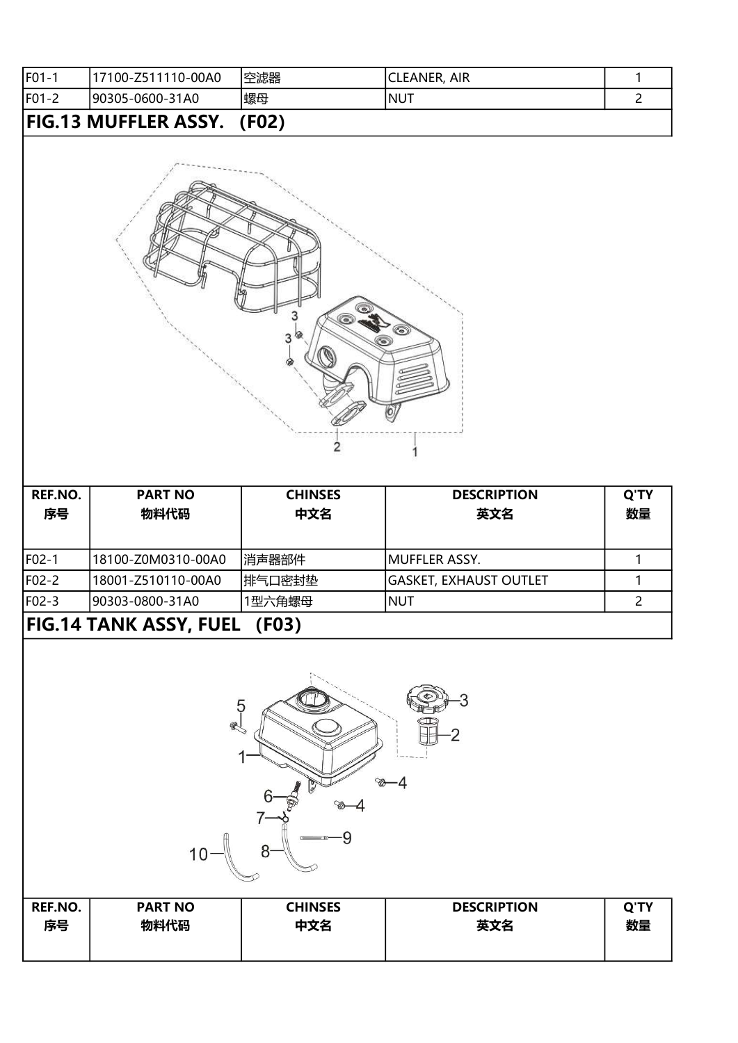| | | | | |
|---|---|---|---|---|
| F01-1 | 17100-Z511110-00A0 | 空滤器 | CLEANER, AIR | 1 |
| F01-2 | 90305-0600-31A0 | 螺母 | NUT | 2 |

## FIG.13 MUFFLER ASSY. (F02)

| REF.NO. 序号 | PART NO 物料代码 | CHINSES 中文名 | DESCRIPTION 英文名 | Q'TY 数量 |
|---|---|---|---|---|
| F02-1 | 18100-Z0M0310-00A0 | 消声器部件 | MUFFLER ASSY. | 1 |
| F02-2 | 18001-Z510110-00A0 | 排气口密封垫 | GASKET, EXHAUST OUTLET | 1 |
| F02-3 | 90303-0800-31A0 | 1型六角螺母 | NUT | 2 |

## FIG.14 TANK ASSY, FUEL (F03)

| REF.NO. 序号 | PART NO 物料代码 | CHINSES 中文名 | DESCRIPTION 英文名 | Q'TY 数量 |
|---|---|---|---|---|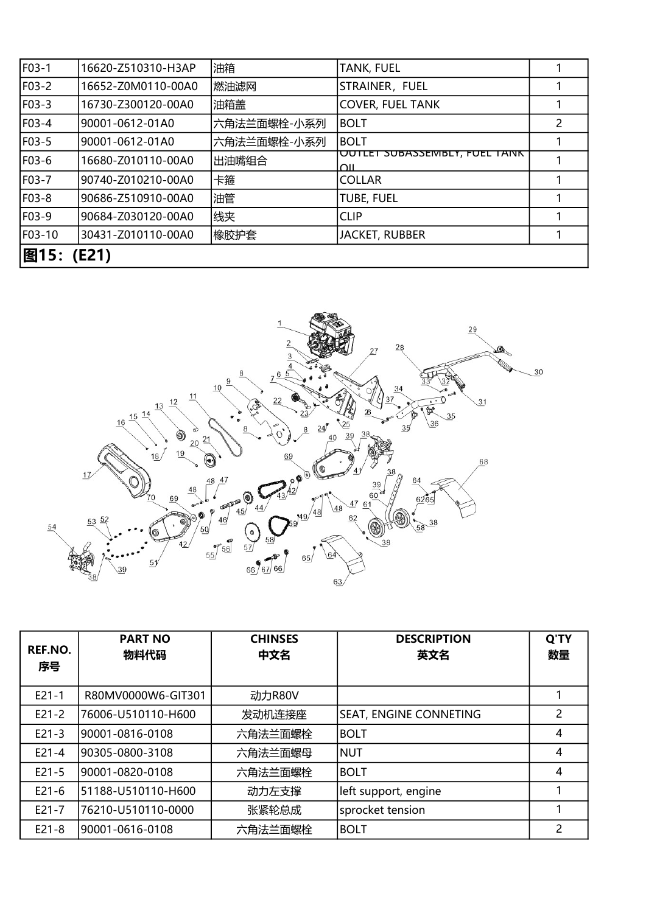| F03-1 | 16620-Z510310-H3AP | 油箱 | TANK, FUEL | 1 |
|---|---|---|---|---|
| F03-2 | 16652-Z0M0110-00A0 | 燃油滤网 | STRAINER，FUEL | 1 |
| F03-3 | 16730-Z300120-00A0 | 油箱盖 | COVER, FUEL TANK | 1 |
| F03-4 | 90001-0612-01A0 | 六角法兰面螺栓-小系列 | BOLT | 2 |
| F03-5 | 90001-0612-01A0 | 六角法兰面螺栓-小系列 | BOLT | 1 |
| F03-6 | 16680-Z010110-00A0 | 出油嘴组合 | OUTLET SUBASSEMBLY, FUEL TANK OIL | 1 |
| F03-7 | 90740-Z010210-00A0 | 卡箍 | COLLAR | 1 |
| F03-8 | 90686-Z510910-00A0 | 油管 | TUBE, FUEL | 1 |
| F03-9 | 90684-Z030120-00A0 | 线夹 | CLIP | 1 |
| F03-10 | 30431-Z010110-00A0 | 橡胶护套 | JACKET, RUBBER | 1 |

**图15：(E21)**

| REF.NO. 序号 | PART NO 物料代码 | CHINSES 中文名 | DESCRIPTION 英文名 | Q'TY 数量 |
|---|---|---|---|---|
| E21-1 | R80MV0000W6-GIT301 | 动力R80V | | 1 |
| E21-2 | 76006-U510110-H600 | 发动机连接座 | SEAT, ENGINE CONNETING | 2 |
| E21-3 | 90001-0816-0108 | 六角法兰面螺栓 | BOLT | 4 |
| E21-4 | 90305-0800-3108 | 六角法兰面螺母 | NUT | 4 |
| E21-5 | 90001-0820-0108 | 六角法兰面螺栓 | BOLT | 4 |
| E21-6 | 51188-U510110-H600 | 动力左支撑 | left support, engine | 1 |
| E21-7 | 76210-U510110-0000 | 张紧轮总成 | sprocket tension | 1 |
| E21-8 | 90001-0616-0108 | 六角法兰面螺栓 | BOLT | 2 |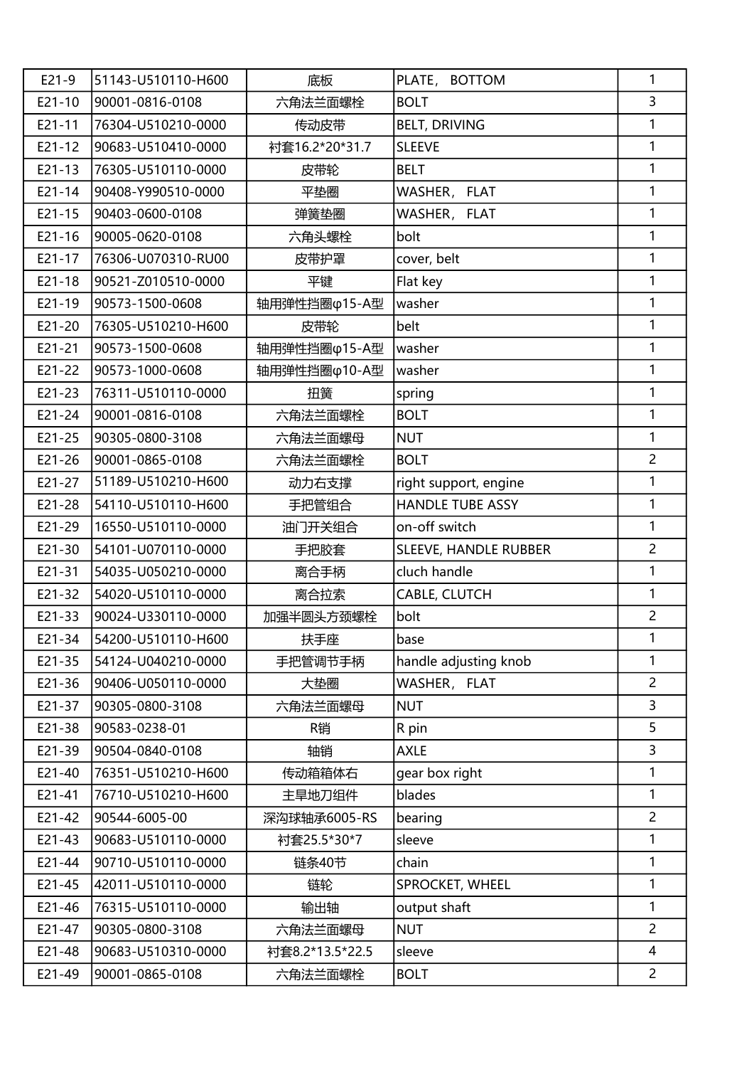| E21-9 | 51143-U510110-H600 | 底板 | PLATE， BOTTOM | 1 |
|---|---|---|---|---|
| E21-10 | 90001-0816-0108 | 六角法兰面螺栓 | BOLT | 3 |
| E21-11 | 76304-U510210-0000 | 传动皮带 | BELT, DRIVING | 1 |
| E21-12 | 90683-U510410-0000 | 衬套16.2*20*31.7 | SLEEVE | 1 |
| E21-13 | 76305-U510110-0000 | 皮带轮 | BELT | 1 |
| E21-14 | 90408-Y990510-0000 | 平垫圈 | WASHER， FLAT | 1 |
| E21-15 | 90403-0600-0108 | 弹簧垫圈 | WASHER， FLAT | 1 |
| E21-16 | 90005-0620-0108 | 六角头螺栓 | bolt | 1 |
| E21-17 | 76306-U070310-RU00 | 皮带护罩 | cover, belt | 1 |
| E21-18 | 90521-Z010510-0000 | 平键 | Flat key | 1 |
| E21-19 | 90573-1500-0608 | 轴用弹性挡圈φ15-A型 | washer | 1 |
| E21-20 | 76305-U510210-H600 | 皮带轮 | belt | 1 |
| E21-21 | 90573-1500-0608 | 轴用弹性挡圈φ15-A型 | washer | 1 |
| E21-22 | 90573-1000-0608 | 轴用弹性挡圈φ10-A型 | washer | 1 |
| E21-23 | 76311-U510110-0000 | 扭簧 | spring | 1 |
| E21-24 | 90001-0816-0108 | 六角法兰面螺栓 | BOLT | 1 |
| E21-25 | 90305-0800-3108 | 六角法兰面螺母 | NUT | 1 |
| E21-26 | 90001-0865-0108 | 六角法兰面螺栓 | BOLT | 2 |
| E21-27 | 51189-U510210-H600 | 动力右支撑 | right support, engine | 1 |
| E21-28 | 54110-U510110-H600 | 手把管组合 | HANDLE TUBE ASSY | 1 |
| E21-29 | 16550-U510110-0000 | 油门开关组合 | on-off switch | 1 |
| E21-30 | 54101-U070110-0000 | 手把胶套 | SLEEVE, HANDLE RUBBER | 2 |
| E21-31 | 54035-U050210-0000 | 离合手柄 | cluch handle | 1 |
| E21-32 | 54020-U510110-0000 | 离合拉索 | CABLE, CLUTCH | 1 |
| E21-33 | 90024-U330110-0000 | 加强半圆头方颈螺栓 | bolt | 2 |
| E21-34 | 54200-U510110-H600 | 扶手座 | base | 1 |
| E21-35 | 54124-U040210-0000 | 手把管调节手柄 | handle adjusting knob | 1 |
| E21-36 | 90406-U050110-0000 | 大垫圈 | WASHER， FLAT | 2 |
| E21-37 | 90305-0800-3108 | 六角法兰面螺母 | NUT | 3 |
| E21-38 | 90583-0238-01 | R销 | R pin | 5 |
| E21-39 | 90504-0840-0108 | 轴销 | AXLE | 3 |
| E21-40 | 76351-U510210-H600 | 传动箱箱体右 | gear box right | 1 |
| E21-41 | 76710-U510210-H600 | 主旱地刀组件 | blades | 1 |
| E21-42 | 90544-6005-00 | 深沟球轴承6005-RS | bearing | 2 |
| E21-43 | 90683-U510110-0000 | 衬套25.5*30*7 | sleeve | 1 |
| E21-44 | 90710-U510110-0000 | 链条40节 | chain | 1 |
| E21-45 | 42011-U510110-0000 | 链轮 | SPROCKET, WHEEL | 1 |
| E21-46 | 76315-U510110-0000 | 输出轴 | output shaft | 1 |
| E21-47 | 90305-0800-3108 | 六角法兰面螺母 | NUT | 2 |
| E21-48 | 90683-U510310-0000 | 衬套8.2*13.5*22.5 | sleeve | 4 |
| E21-49 | 90001-0865-0108 | 六角法兰面螺栓 | BOLT | 2 |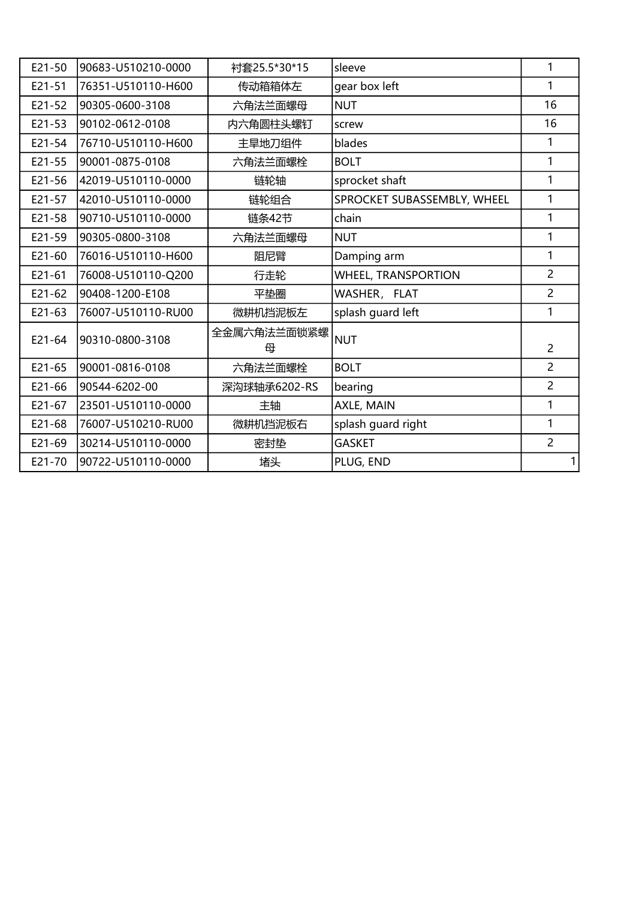| | | | | |
|---|---|---|---|---|
| E21-50 | 90683-U510210-0000 | 衬套25.5*30*15 | sleeve | 1 |
| E21-51 | 76351-U510110-H600 | 传动箱箱体左 | gear box left | 1 |
| E21-52 | 90305-0600-3108 | 六角法兰面螺母 | NUT | 16 |
| E21-53 | 90102-0612-0108 | 内六角圆柱头螺钉 | screw | 16 |
| E21-54 | 76710-U510110-H600 | 主旱地刀组件 | blades | 1 |
| E21-55 | 90001-0875-0108 | 六角法兰面螺栓 | BOLT | 1 |
| E21-56 | 42019-U510110-0000 | 链轮轴 | sprocket shaft | 1 |
| E21-57 | 42010-U510110-0000 | 链轮组合 | SPROCKET SUBASSEMBLY, WHEEL | 1 |
| E21-58 | 90710-U510110-0000 | 链条42节 | chain | 1 |
| E21-59 | 90305-0800-3108 | 六角法兰面螺母 | NUT | 1 |
| E21-60 | 76016-U510110-H600 | 阻尼臂 | Damping arm | 1 |
| E21-61 | 76008-U510110-Q200 | 行走轮 | WHEEL, TRANSPORTION | 2 |
| E21-62 | 90408-1200-E108 | 平垫圈 | WASHER， FLAT | 2 |
| E21-63 | 76007-U510110-RU00 | 微耕机挡泥板左 | splash guard left | 1 |
| E21-64 | 90310-0800-3108 | 全金属六角法兰面锁紧螺母 | NUT | 2 |
| E21-65 | 90001-0816-0108 | 六角法兰面螺栓 | BOLT | 2 |
| E21-66 | 90544-6202-00 | 深沟球轴承6202-RS | bearing | 2 |
| E21-67 | 23501-U510110-0000 | 主轴 | AXLE, MAIN | 1 |
| E21-68 | 76007-U510210-RU00 | 微耕机挡泥板右 | splash guard right | 1 |
| E21-69 | 30214-U510110-0000 | 密封垫 | GASKET | 2 |
| E21-70 | 90722-U510110-0000 | 堵头 | PLUG, END | 1 |